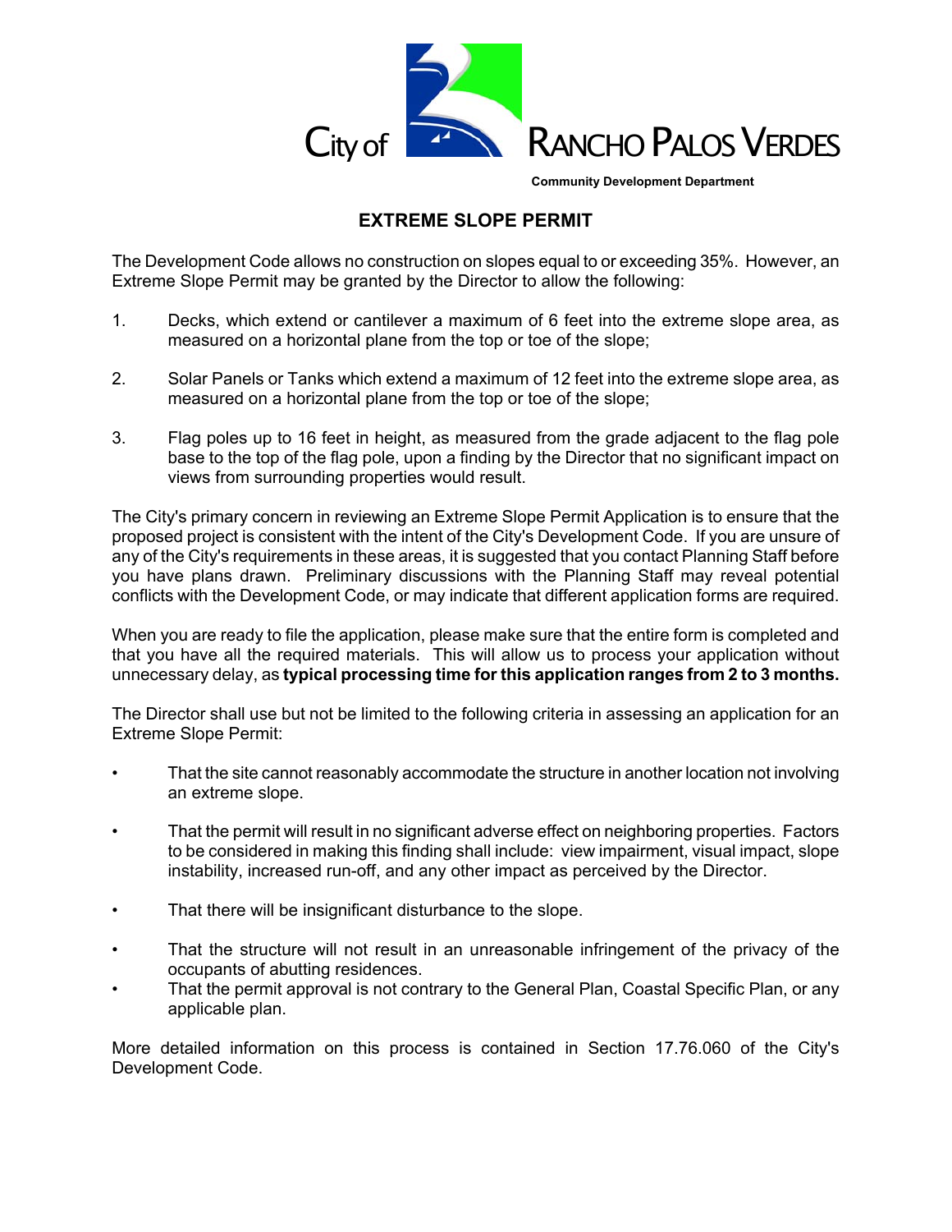City of RANCHO PALOS VERDES

Community Development Department

# EXTREME SLOPE PERMIT

The Development Code allows no construction on slopes equal to or exceeding 35%. However, an Extreme Slope Permit may be granted by the Director to allow the following:

1. Decks, which extend or cantilever a maximum of 6 feet into the extreme slope area, as measured on a horizontal plane from the top or toe of the slope;

2. Solar Panels or Tanks which extend a maximum of 12 feet into the extreme slope area, as measured on a horizontal plane from the top or toe of the slope;

3. Flag poles up to 16 feet in height, as measured from the grade adjacent to the flag pole base to the top of the flag pole, upon a finding by the Director that no significant impact on views from surrounding properties would result.

The City's primary concern in reviewing an Extreme Slope Permit Application is to ensure that the proposed project is consistent with the intent of the City's Development Code. If you are unsure of any of the City's requirements in these areas, it is suggested that you contact Planning Staff before you have plans drawn. Preliminary discussions with the Planning Staff may reveal potential conflicts with the Development Code, or may indicate that different application forms are required.

When you are ready to file the application, please make sure that the entire form is completed and that you have all the required materials. This will allow us to process your application without unnecessary delay, as **typical processing time for this application ranges from 2 to 3 months.**

The Director shall use but not be limited to the following criteria in assessing an application for an Extreme Slope Permit:

- That the site cannot reasonably accommodate the structure in another location not involving an extreme slope.

- That the permit will result in no significant adverse effect on neighboring properties. Factors to be considered in making this finding shall include: view impairment, visual impact, slope instability, increased run-off, and any other impact as perceived by the Director.

- That there will be insignificant disturbance to the slope.

- That the structure will not result in an unreasonable infringement of the privacy of the occupants of abutting residences.
- That the permit approval is not contrary to the General Plan, Coastal Specific Plan, or any applicable plan.

More detailed information on this process is contained in Section 17.76.060 of the City's Development Code.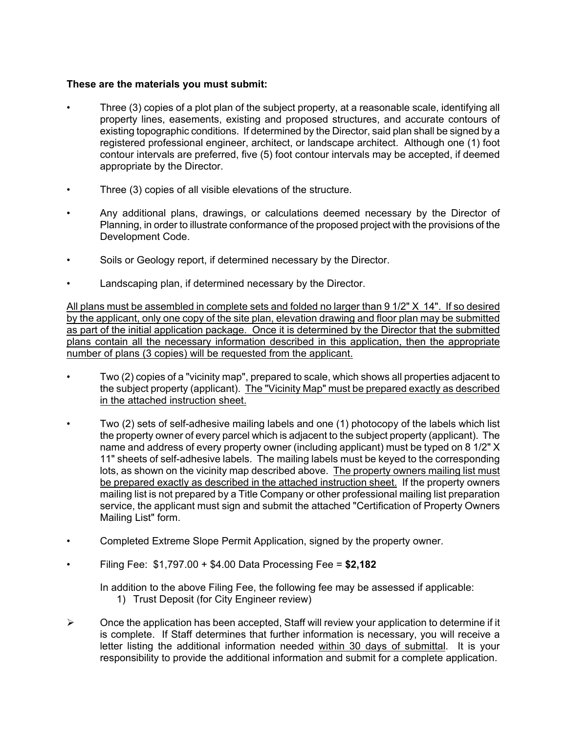**These are the materials you must submit:**

- Three (3) copies of a plot plan of the subject property, at a reasonable scale, identifying all property lines, easements, existing and proposed structures, and accurate contours of existing topographic conditions. If determined by the Director, said plan shall be signed by a registered professional engineer, architect, or landscape architect. Although one (1) foot contour intervals are preferred, five (5) foot contour intervals may be accepted, if deemed appropriate by the Director.

- Three (3) copies of all visible elevations of the structure.

- Any additional plans, drawings, or calculations deemed necessary by the Director of Planning, in order to illustrate conformance of the proposed project with the provisions of the Development Code.

- Soils or Geology report, if determined necessary by the Director.

- Landscaping plan, if determined necessary by the Director.

<u>All plans must be assembled in complete sets and folded no larger than 9 1/2" X 14". If so desired by the applicant, only one copy of the site plan, elevation drawing and floor plan may be submitted as part of the initial application package. Once it is determined by the Director that the submitted plans contain all the necessary information described in this application, then the appropriate number of plans (3 copies) will be requested from the applicant.</u>

- Two (2) copies of a "vicinity map", prepared to scale, which shows all properties adjacent to the subject property (applicant). <u>The "Vicinity Map" must be prepared exactly as described in the attached instruction sheet.</u>

- Two (2) sets of self-adhesive mailing labels and one (1) photocopy of the labels which list the property owner of every parcel which is adjacent to the subject property (applicant). The name and address of every property owner (including applicant) must be typed on 8 1/2" X 11" sheets of self-adhesive labels. The mailing labels must be keyed to the corresponding lots, as shown on the vicinity map described above. <u>The property owners mailing list must be prepared exactly as described in the attached instruction sheet.</u> If the property owners mailing list is not prepared by a Title Company or other professional mailing list preparation service, the applicant must sign and submit the attached "Certification of Property Owners Mailing List" form.

- Completed Extreme Slope Permit Application, signed by the property owner.

- Filing Fee: $1,797.00 + $4.00 Data Processing Fee = **$2,182**

  In addition to the above Filing Fee, the following fee may be assessed if applicable:
  1) Trust Deposit (for City Engineer review)

➢ Once the application has been accepted, Staff will review your application to determine if it is complete. If Staff determines that further information is necessary, you will receive a letter listing the additional information needed <u>within 30 days of submittal</u>. It is your responsibility to provide the additional information and submit for a complete application.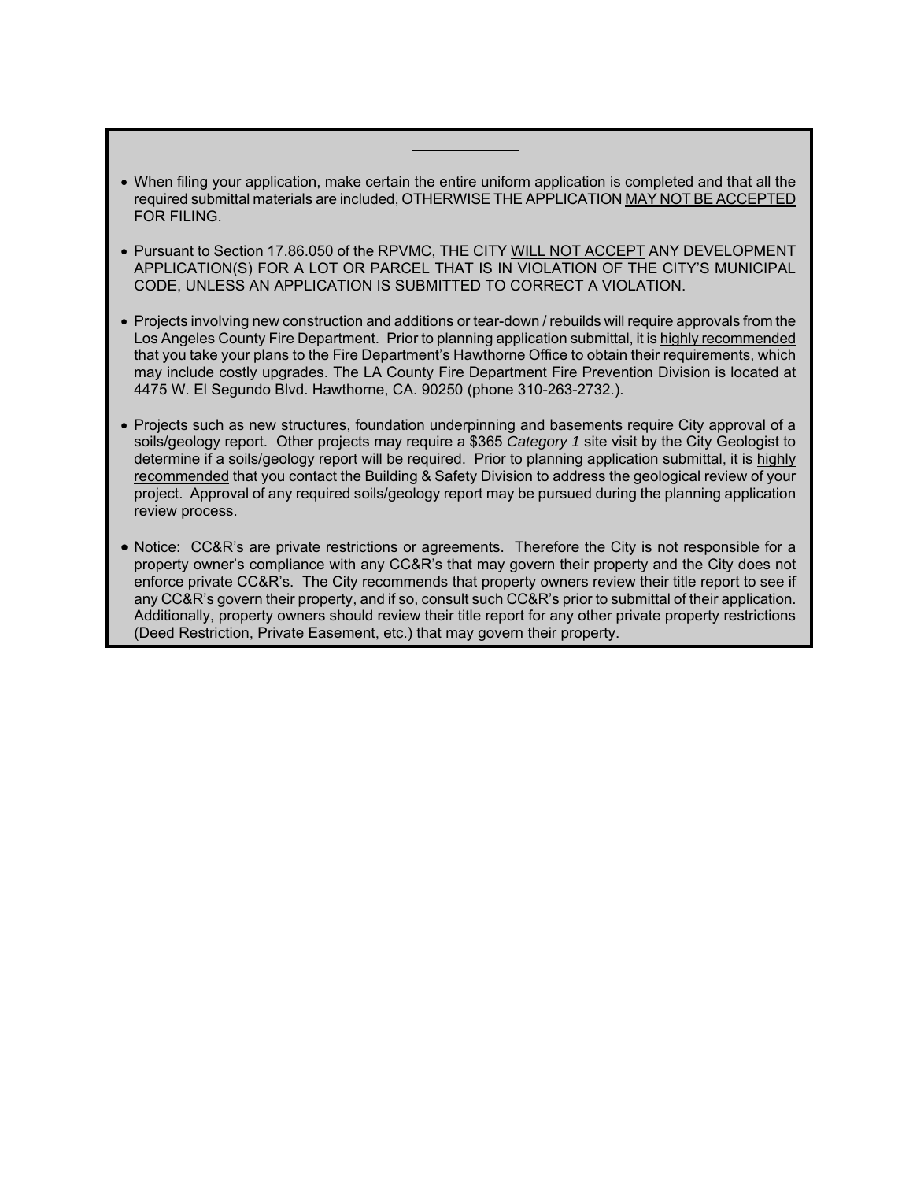- When filing your application, make certain the entire uniform application is completed and that all the required submittal materials are included, OTHERWISE THE APPLICATION <u>MAY NOT BE ACCEPTED</u> FOR FILING.

- Pursuant to Section 17.86.050 of the RPVMC, THE CITY <u>WILL NOT ACCEPT</u> ANY DEVELOPMENT APPLICATION(S) FOR A LOT OR PARCEL THAT IS IN VIOLATION OF THE CITY'S MUNICIPAL CODE, UNLESS AN APPLICATION IS SUBMITTED TO CORRECT A VIOLATION.

- Projects involving new construction and additions or tear-down / rebuilds will require approvals from the Los Angeles County Fire Department. Prior to planning application submittal, it is <u>highly recommended</u> that you take your plans to the Fire Department's Hawthorne Office to obtain their requirements, which may include costly upgrades. The LA County Fire Department Fire Prevention Division is located at 4475 W. El Segundo Blvd. Hawthorne, CA. 90250 (phone 310-263-2732.).

- Projects such as new structures, foundation underpinning and basements require City approval of a soils/geology report. Other projects may require a $365 *Category 1* site visit by the City Geologist to determine if a soils/geology report will be required. Prior to planning application submittal, it is <u>highly recommended</u> that you contact the Building & Safety Division to address the geological review of your project. Approval of any required soils/geology report may be pursued during the planning application review process.

- Notice: CC&R's are private restrictions or agreements. Therefore the City is not responsible for a property owner's compliance with any CC&R's that may govern their property and the City does not enforce private CC&R's. The City recommends that property owners review their title report to see if any CC&R's govern their property, and if so, consult such CC&R's prior to submittal of their application. Additionally, property owners should review their title report for any other private property restrictions (Deed Restriction, Private Easement, etc.) that may govern their property.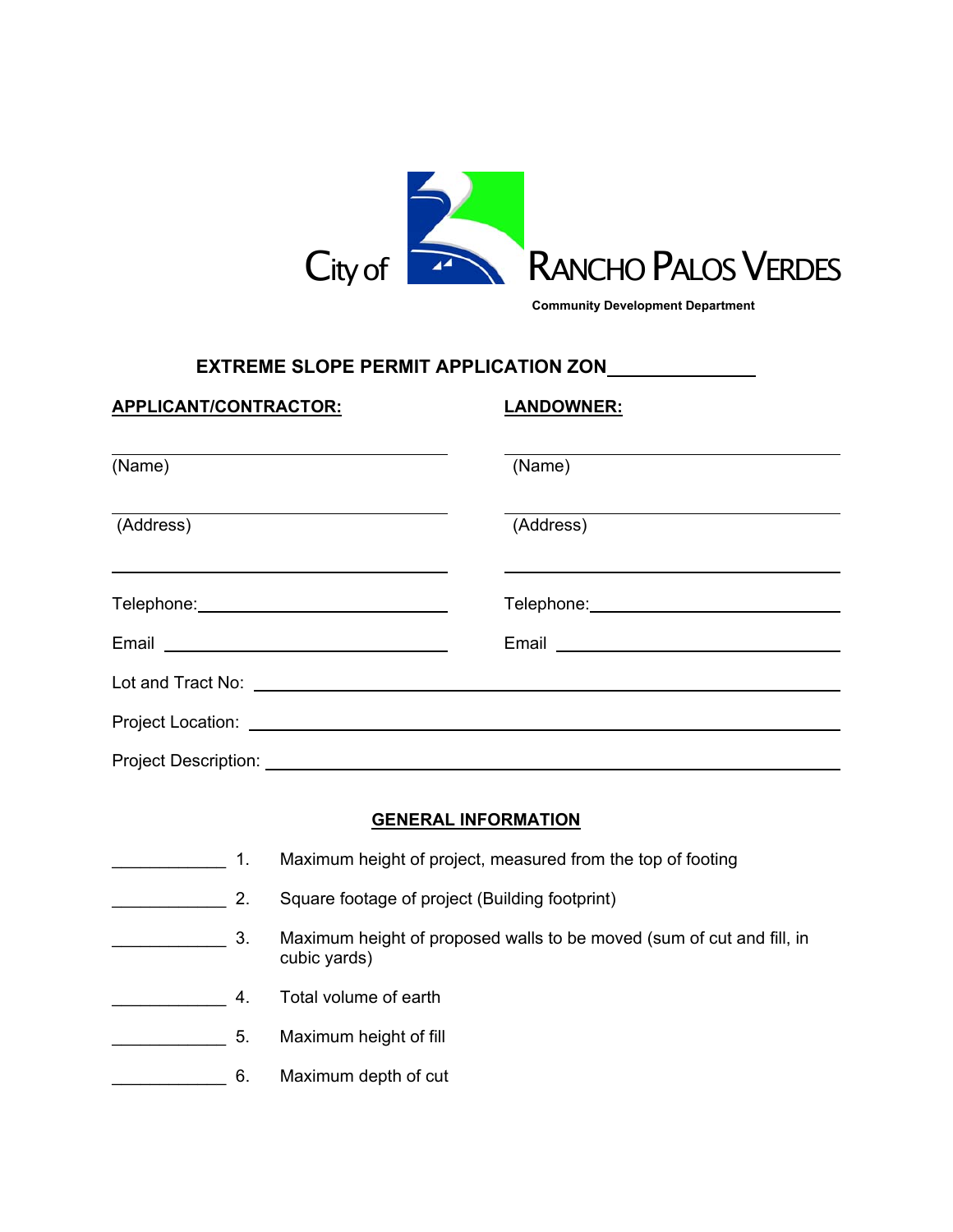City of RANCHO PALOS VERDES

Community Development Department

## EXTREME SLOPE PERMIT APPLICATION ZON_______________

**APPLICANT/CONTRACTOR:**

______________________________
(Name)

______________________________
(Address)

______________________________

Telephone: ______________________

Email ______________________

**LANDOWNER:**

______________________________
(Name)

______________________________
(Address)

______________________________

Telephone: ______________________

Email ______________________

Lot and Tract No: ______________________________________________

Project Location: ______________________________________________

Project Description: ______________________________________________

## GENERAL INFORMATION

____________ 1. Maximum height of project, measured from the top of footing

____________ 2. Square footage of project (Building footprint)

____________ 3. Maximum height of proposed walls to be moved (sum of cut and fill, in cubic yards)

____________ 4. Total volume of earth

____________ 5. Maximum height of fill

____________ 6. Maximum depth of cut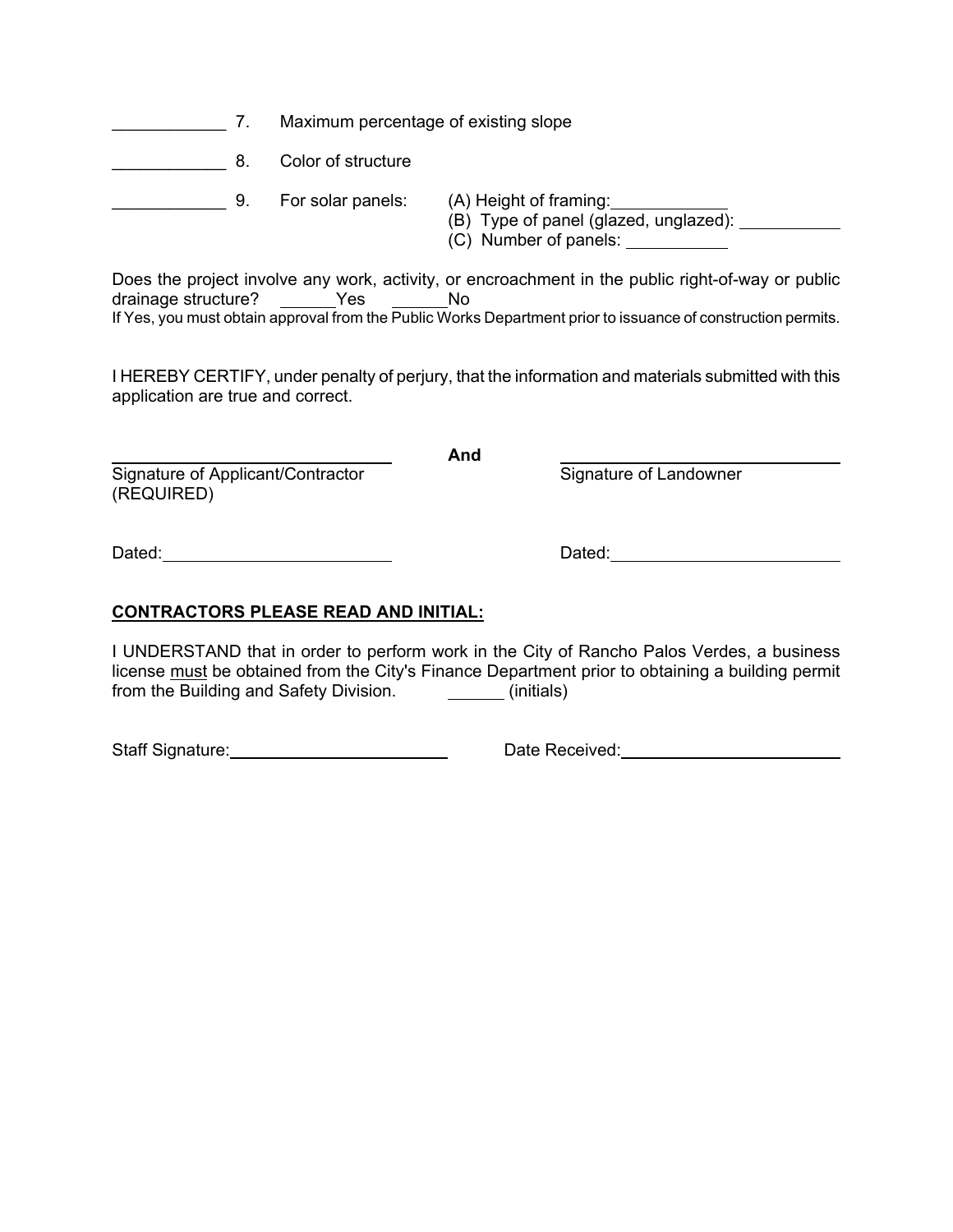____________ 7. Maximum percentage of existing slope

____________ 8. Color of structure

____________ 9. For solar panels: (A) Height of framing: ____________
(B) Type of panel (glazed, unglazed): ___________
(C) Number of panels: ___________

Does the project involve any work, activity, or encroachment in the public right-of-way or public drainage structure? ______Yes ______No
If Yes, you must obtain approval from the Public Works Department prior to issuance of construction permits.

I HEREBY CERTIFY, under penalty of perjury, that the information and materials submitted with this application are true and correct.

______________________________ **And** ______________________________
Signature of Applicant/Contractor (REQUIRED) Signature of Landowner

Dated:________________________ Dated:________________________

**<u>CONTRACTORS PLEASE READ AND INITIAL:</u>**

I UNDERSTAND that in order to perform work in the City of Rancho Palos Verdes, a business license <u>must</u> be obtained from the City's Finance Department prior to obtaining a building permit from the Building and Safety Division. ______ (initials)

Staff Signature:________________________ Date Received:________________________